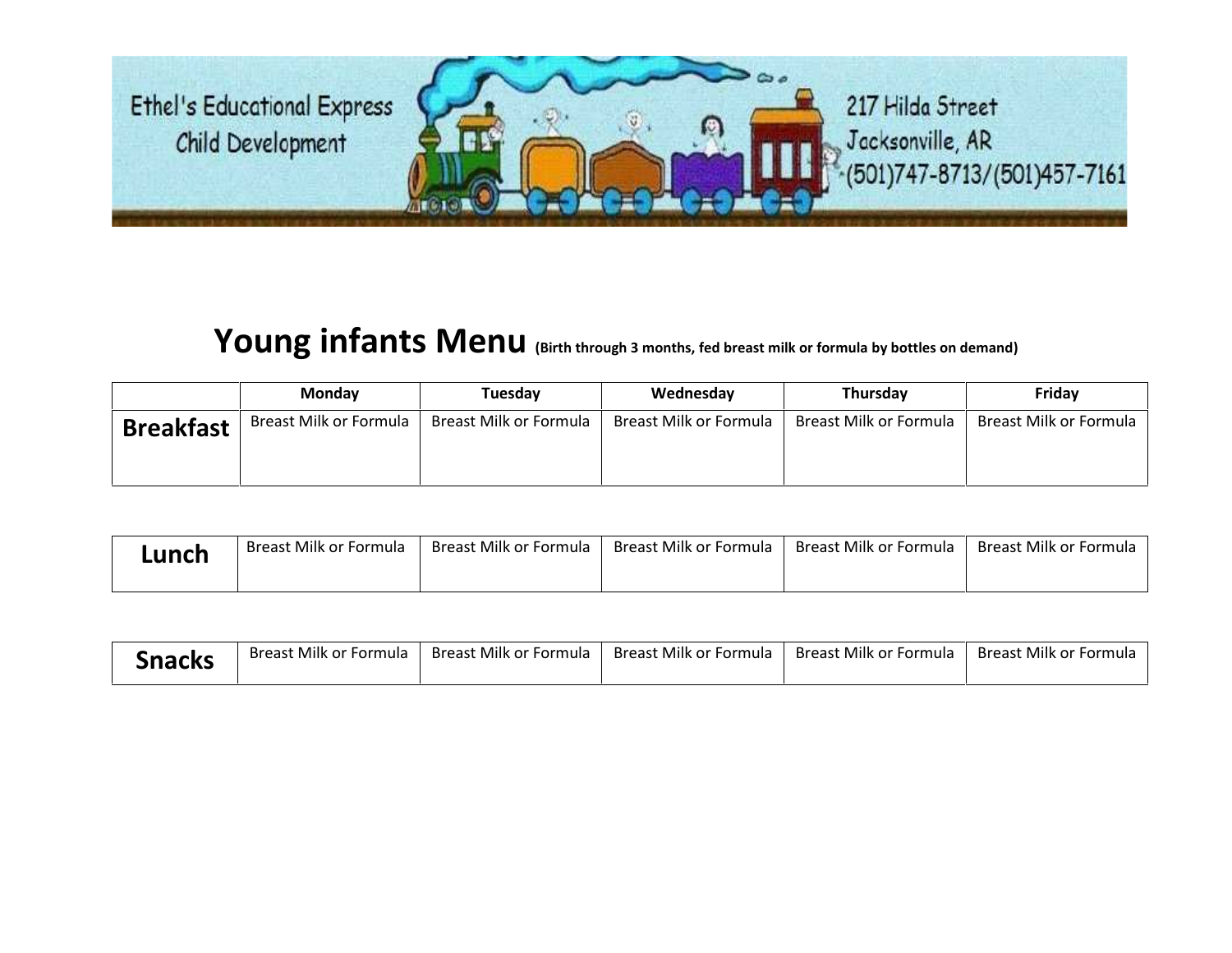Ethel's Educational Express
Child Development

217 Hilda Street
Jacksonville, AR
(501)747-8713/(501)457-7161

# Young infants Menu (Birth through 3 months, fed breast milk or formula by bottles on demand)

| | Monday | Tuesday | Wednesday | Thursday | Friday |
|---|---|---|---|---|---|
| **Breakfast** | Breast Milk or Formula | Breast Milk or Formula | Breast Milk or Formula | Breast Milk or Formula | Breast Milk or Formula |
| **Lunch** | Breast Milk or Formula | Breast Milk or Formula | Breast Milk or Formula | Breast Milk or Formula | Breast Milk or Formula |
| **Snacks** | Breast Milk or Formula | Breast Milk or Formula | Breast Milk or Formula | Breast Milk or Formula | Breast Milk or Formula |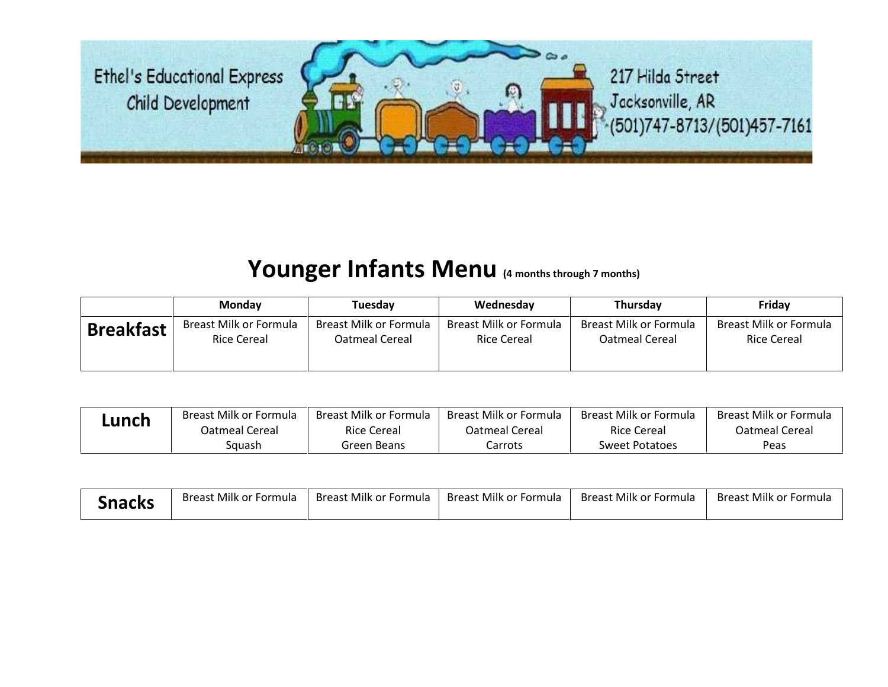Ethel's Educational Express
Child Development

217 Hilda Street
Jacksonville, AR
(501)747-8713/(501)457-7161

# Younger Infants Menu (4 months through 7 months)

| | Monday | Tuesday | Wednesday | Thursday | Friday |
|---|---|---|---|---|---|
| **Breakfast** | Breast Milk or Formula<br>Rice Cereal | Breast Milk or Formula<br>Oatmeal Cereal | Breast Milk or Formula<br>Rice Cereal | Breast Milk or Formula<br>Oatmeal Cereal | Breast Milk or Formula<br>Rice Cereal |
| **Lunch** | Breast Milk or Formula<br>Oatmeal Cereal<br>Squash | Breast Milk or Formula<br>Rice Cereal<br>Green Beans | Breast Milk or Formula<br>Oatmeal Cereal<br>Carrots | Breast Milk or Formula<br>Rice Cereal<br>Sweet Potatoes | Breast Milk or Formula<br>Oatmeal Cereal<br>Peas |
| **Snacks** | Breast Milk or Formula | Breast Milk or Formula | Breast Milk or Formula | Breast Milk or Formula | Breast Milk or Formula |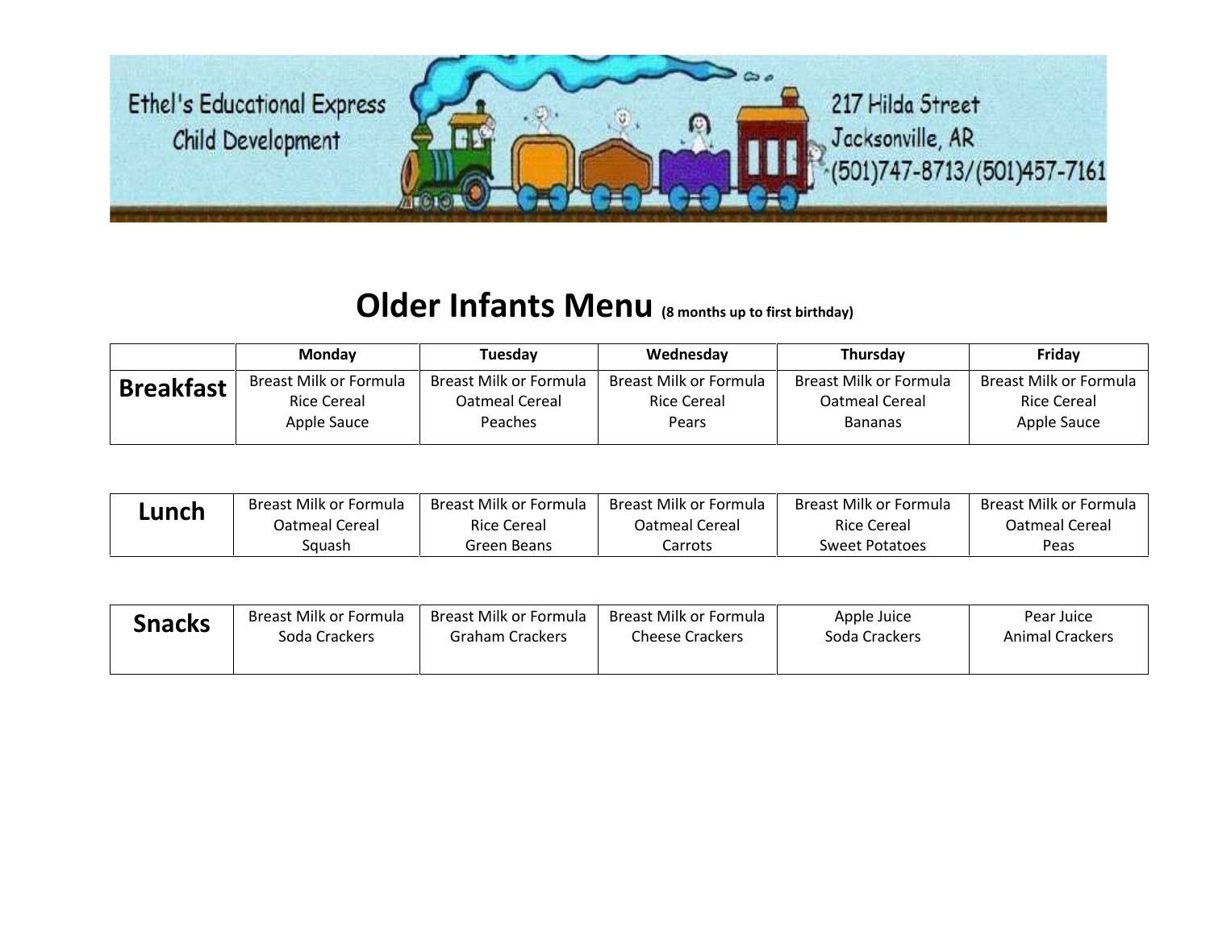Ethel's Educational Express Child Development

217 Hilda Street
Jacksonville, AR
(501)747-8713/(501)457-7161

# Older Infants Menu (8 months up to first birthday)

| | Monday | Tuesday | Wednesday | Thursday | Friday |
|---|---|---|---|---|---|
| **Breakfast** | Breast Milk or Formula<br>Rice Cereal<br>Apple Sauce | Breast Milk or Formula<br>Oatmeal Cereal<br>Peaches | Breast Milk or Formula<br>Rice Cereal<br>Pears | Breast Milk or Formula<br>Oatmeal Cereal<br>Bananas | Breast Milk or Formula<br>Rice Cereal<br>Apple Sauce |
| **Lunch** | Breast Milk or Formula<br>Oatmeal Cereal<br>Squash | Breast Milk or Formula<br>Rice Cereal<br>Green Beans | Breast Milk or Formula<br>Oatmeal Cereal<br>Carrots | Breast Milk or Formula<br>Rice Cereal<br>Sweet Potatoes | Breast Milk or Formula<br>Oatmeal Cereal<br>Peas |
| **Snacks** | Breast Milk or Formula<br>Soda Crackers | Breast Milk or Formula<br>Graham Crackers | Breast Milk or Formula<br>Cheese Crackers | Apple Juice<br>Soda Crackers | Pear Juice<br>Animal Crackers |